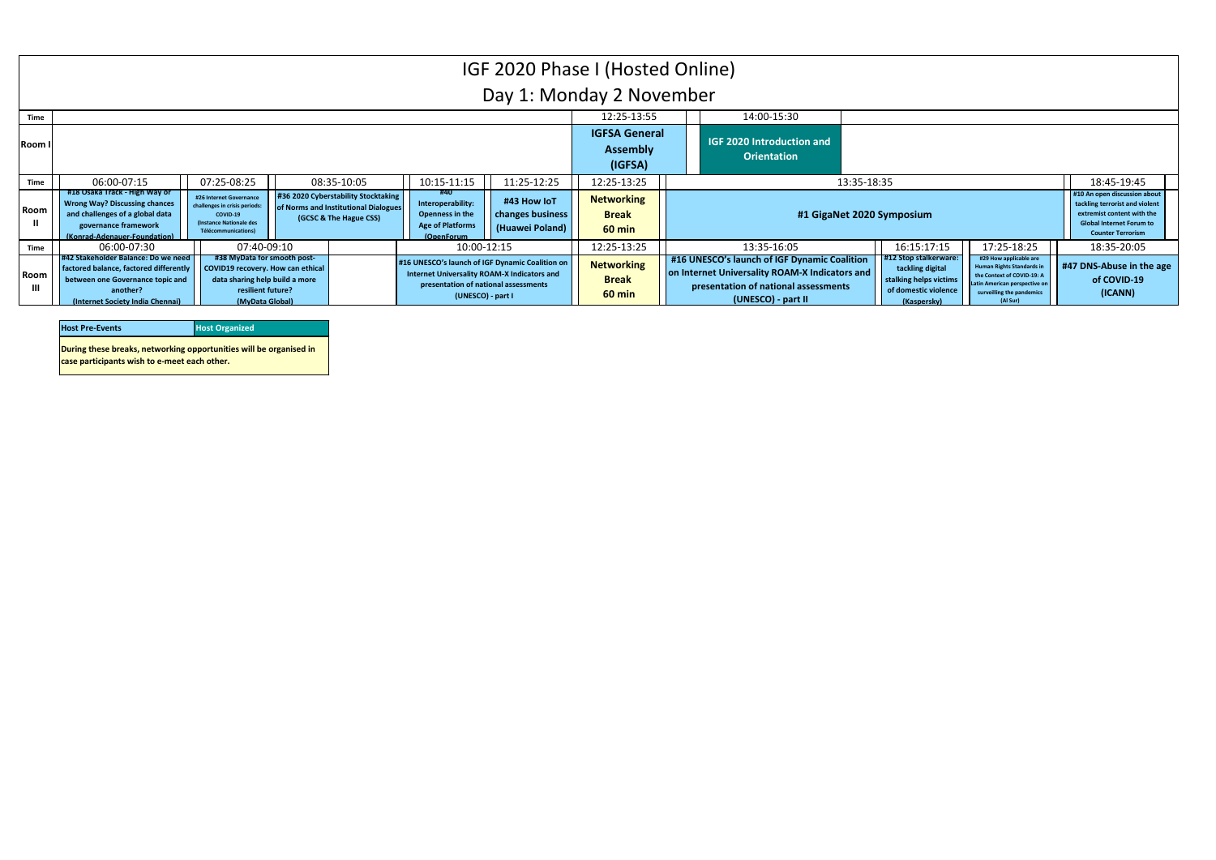# IGF 2020 Phase I (Hosted Online)

## Day 1: Monday 2 November

**Room I**

| Time | Session |
| --- | --- |
| 12:25-13:55 | **IGFSA General Assembly (IGFSA)** |
| 14:00-15:30 | **IGF 2020 Introduction and Orientation** |

**Room II**

| Time | Session |
| --- | --- |
| 06:00-07:15 | **#18 Osaka Track - High Way or Wrong Way? Discussing chances and challenges of a global data governance framework (Konrad-Adenauer-Foundation)** |
| 07:25-08:25 | **#26 Internet Governance challenges in crisis periods: COVID-19 (Instance Nationale des Télécommunications)** |
| 08:35-10:05 | **#36 2020 Cyberstability Stocktaking of Norms and Institutional Dialogues (GCSC & The Hague CSS)** |
| 10:15-11:15 | **#40 Interoperability: Openness in the Age of Platforms (OpenForum** |
| 11:25-12:25 | **#43 How IoT changes business (Huawei Poland)** |
| 12:25-13:25 | **Networking Break 60 min** |
| 13:35-18:35 | **#1 GigaNet 2020 Symposium** |
| 18:45-19:45 | **#10 An open discussion about tackling terrorist and violent extremist content with the Global Internet Forum to Counter Terrorism** |

**Room III**

| Time | Session |
| --- | --- |
| 06:00-07:30 | **#42 Stakeholder Balance: Do we need factored balance, factored differently between one Governance topic and another? (Internet Society India Chennai)** |
| 07:40-09:10 | **#38 MyData for smooth post-COVID19 recovery. How can ethical data sharing help build a more resilient future? (MyData Global)** |
| 10:00-12:15 | **#16 UNESCO's launch of IGF Dynamic Coalition on Internet Universality ROAM-X Indicators and presentation of national assessments (UNESCO) - part I** |
| 12:25-13:25 | **Networking Break 60 min** |
| 13:35-16:05 | **#16 UNESCO's launch of IGF Dynamic Coalition on Internet Universality ROAM-X Indicators and presentation of national assessments (UNESCO) - part II** |
| 16:15:17:15 | **#12 Stop stalkerware: tackling digital stalking helps victims of domestic violence (Kaspersky)** |
| 17:25-18:25 | **#29 How applicable are Human Rights Standards in the Context of COVID-19: A Latin American perspective on surveilling the pandemics (Al Sur)** |
| 18:35-20:05 | **#47 DNS-Abuse in the age of COVID-19 (ICANN)** |

| **Host Pre-Events** | **Host Organized** |
| --- | --- |

**During these breaks, networking opportunities will be organised in case participants wish to e-meet each other.**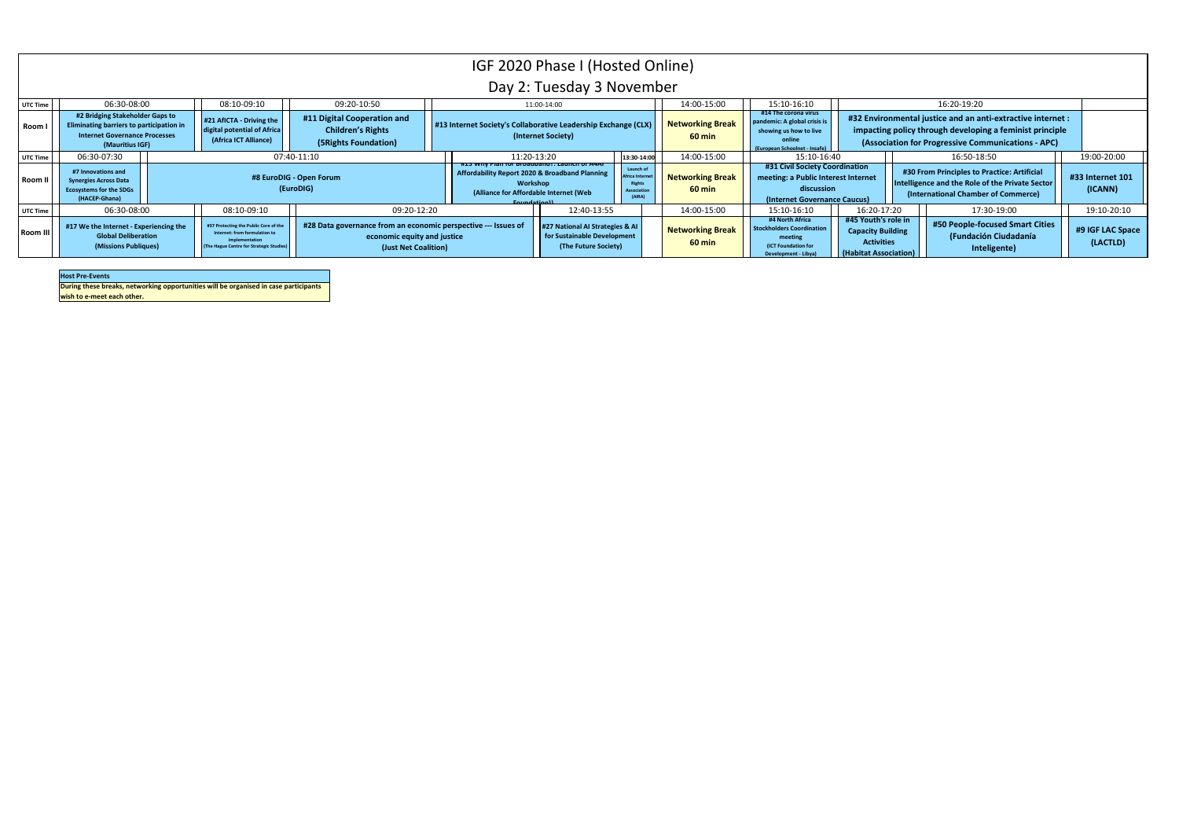# IGF 2020 Phase I (Hosted Online)

## Day 2: Tuesday 3 November

| UTC Time | 06:30-08:00 | 08:10-09:10 | 09:20-10:50 | 11:00-14:00 | 14:00-15:00 | 15:10-16:10 | 16:20-19:20 |
|---|---|---|---|---|---|---|---|
| Room I | #2 Bridging Stakeholder Gaps to Eliminating barriers to participation in Internet Governance Processes (Mauritius IGF) | #21 AfICTA - Driving the digital potential of Africa (Africa ICT Alliance) | #11 Digital Cooperation and Children's Rights (5Rights Foundation) | #13 Internet Society's Collaborative Leadership Exchange (CLX) (Internet Society) | Networking Break 60 min | #14 The corona virus pandemic: A global crisis is showing us how to live online (European Schoolnet - Insafe) | #32 Environmental justice and an anti-extractive internet : impacting policy through developing a feminist principle (Association for Progressive Communications - APC) |

| UTC Time | 06:30-07:30 | 07:40-11:10 | 11:20-13:20 | 13:30-14:00 | 14:00-15:00 | 15:10-16:40 | 16:50-18:50 | 19:00-20:00 |
|---|---|---|---|---|---|---|---|---|
| Room II | #7 Innovations and Synergies Across Data Ecosystems for the SDGs (HACEP-Ghana) | #8 EuroDIG - Open Forum (EuroDIG) | #15 Why Plan for Broadband?: Launch of A4AI Affordability Report 2020 & Broadband Planning Workshop (Alliance for Affordable Internet (Web Foundation)) | Launch of Africa Internet Rights Association (AIRA) | Networking Break 60 min | #31 Civil Society Coordination meeting: a Public Interest Internet discussion (Internet Governance Caucus) | #30 From Principles to Practice: Artificial Intelligence and the Role of the Private Sector (International Chamber of Commerce) | #33 Internet 101 (ICANN) |

| UTC Time | 06:30-08:00 | 08:10-09:10 | 09:20-12:20 | 12:40-13:55 | 14:00-15:00 | 15:10-16:10 | 16:20-17:20 | 17:30-19:00 | 19:10-20:10 |
|---|---|---|---|---|---|---|---|---|---|
| Room III | #17 We the Internet - Experiencing the Global Deliberation (Missions Publiques) | #37 Protecting the Public Core of the Internet: from formulation to implementation (The Hague Centre for Strategic Studies) | #28 Data governance from an economic perspective --- Issues of economic equity and justice (Just Net Coalition) | #27 National AI Strategies & AI for Sustainable Development (The Future Society) | Networking Break 60 min | #4 North Africa Stockholders Coordination meeting (ICT Foundation for Development - Libya) | #45 Youth's role in Capacity Building Activities (Habitat Association) | #50 People-focused Smart Cities (Fundación Ciudadanía Inteligente) | #9 IGF LAC Space (LACTLD) |

| |
|---|
| **Host Pre-Events** |
| **During these breaks, networking opportunities will be organised in case participants wish to e-meet each other.** |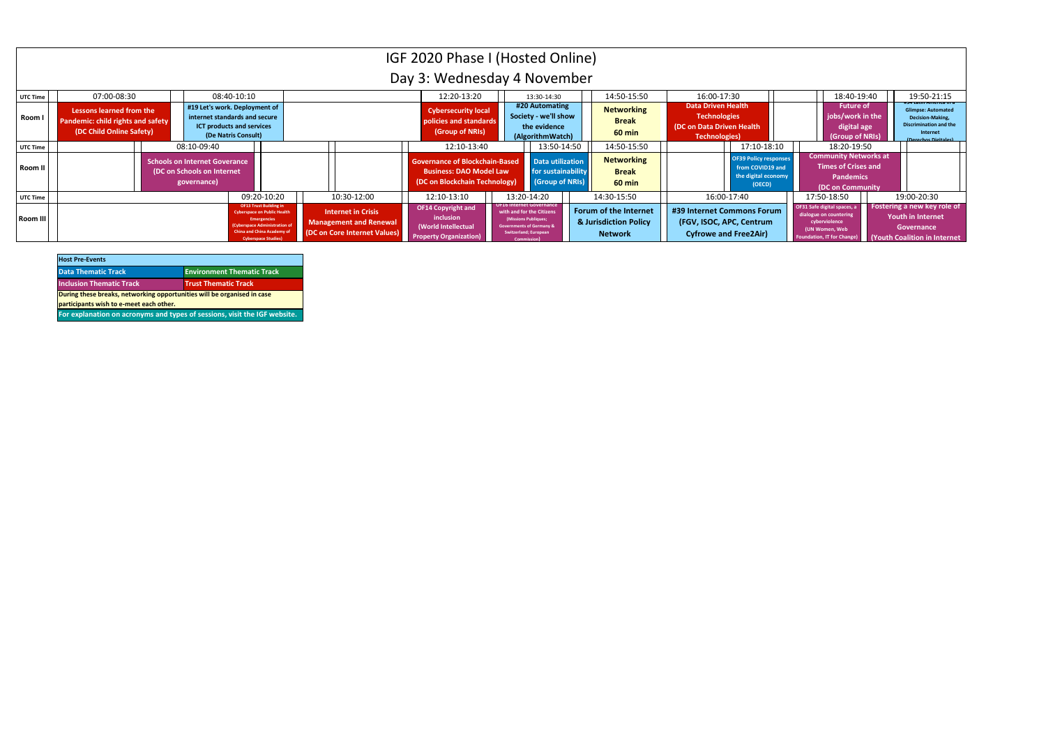# IGF 2020 Phase I (Hosted Online)

## Day 3: Wednesday 4 November

| UTC Time | 07:00-08:30 | 08:40-10:10 | | 12:20-13:20 | 13:30-14:30 | 14:50-15:50 | 16:00-17:30 | 18:40-19:40 | 19:50-21:15 |
|---|---|---|---|---|---|---|---|---|---|
| Room I | Lessons learned from the Pandemic: child rights and safety (DC Child Online Safety) | #19 Let's work. Deployment of internet standards and secure ICT products and services (De Natris Consult) | | Cybersecurity local policies and standards (Group of NRIs) | #20 Automating Society - we'll show the evidence (AlgorithmWatch) | Networking Break 60 min | Data Driven Health Technologies (DC on Data Driven Health Technologies) | Future of jobs/work in the digital age (Group of NRIs) | #34 Latin America in a Glimpse: Automated Decision-Making, Discrimination and the Internet (Derechos Digitales) |

| UTC Time | 08:10-09:40 | | 12:10-13:40 | 13:50-14:50 | 14:50-15:50 | 17:10-18:10 | 18:20-19:50 |
|---|---|---|---|---|---|---|---|
| Room II | Schools on Internet Goverance (DC on Schools on Internet governance) | | Governance of Blockchain-Based Business: DAO Model Law (DC on Blockchain Technology) | Data utilization for sustainability (Group of NRIs) | Networking Break 60 min | OF39 Policy responses from COVID19 and the digital economy (OECD) | Community Networks at Times of Crises and Pandemics (DC on Community |

| UTC Time | 09:20-10:20 | 10:30-12:00 | 12:10-13:10 | 13:20-14:20 | 14:30-15:50 | 16:00-17:40 | 17:50-18:50 | 19:00-20:30 |
|---|---|---|---|---|---|---|---|---|
| Room III | OF13 Trust Building in Cyberspace on Public Health Emergencies (Cyberspace Administration of China and China Academy of Cyberspace Studies) | Internet in Crisis Management and Renewal (DC on Core Internet Values) | OF14 Copyright and inclusion (World Intellectual Property Organization) | OF16 Internet Governance with and for the Citizens (Missions Publiques; Governments of Germany & Switzerland; European Commission) | Forum of the Internet & Jurisdiction Policy Network | #39 Internet Commons Forum (FGV, ISOC, APC, Centrum Cyfrowe and Free2Air) | OF31 Safe digital spaces, a dialogue on countering cyberviolence (UN Women, Web Foundation, IT for Change) | Fostering a new key role of Youth in Internet Governance (Youth Coalition in Internet |

| Host Pre-Events | |
|---|---|
| Data Thematic Track | Environment Thematic Track |
| Inclusion Thematic Track | Trust Thematic Track |
| During these breaks, networking opportunities will be organised in case participants wish to e-meet each other. | |
| For explanation on acronyms and types of sessions, visit the IGF website. | |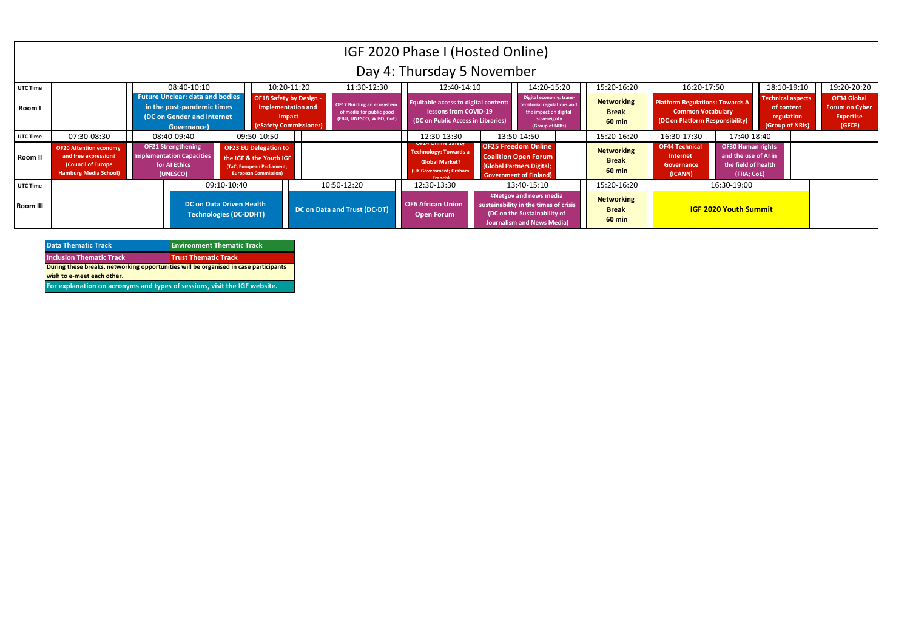# IGF 2020 Phase I (Hosted Online)

## Day 4: Thursday 5 November

### Room I

| UTC Time | Session |
|---|---|
| 08:40-10:10 | Future Unclear: data and bodies in the post-pandemic times (DC on Gender and Internet Governance) |
| 10:20-11:20 | OF18 Safety by Design - implementation and impact (eSafety Commissioner) |
| 11:30-12:30 | OF17 Building an ecosystem of media for public good (EBU, UNESCO, WIPO, CoE) |
| 12:40-14:10 | Equitable access to digital content: lessons from COVID-19 (DC on Public Access in Libraries) |
| 14:20-15:20 | Digital economy: trans-territorial regulations and the impact on digital sovereignty (Group of NRIs) |
| 15:20-16:20 | Networking Break 60 min |
| 16:20-17:50 | Platform Regulations: Towards A Common Vocabulary (DC on Platform Responsibility) |
| 18:10-19:10 | Technical aspects of content regulation (Group of NRIs) |
| 19:20-20:20 | OF34 Global Forum on Cyber Expertise (GFCE) |

### Room II

| UTC Time | Session |
|---|---|
| 07:30-08:30 | OF20 Attention economy and free expression? (Council of Europe Hamburg Media School) |
| 08:40-09:40 | OF21 Strengthening Implementation Capacities for AI Ethics (UNESCO) |
| 09:50-10:50 | OF23 EU Delegation to the IGF & the Youth IGF (TaC; European Parliament; European Commission) |
| 12:30-13:30 | OF24 Online Safety Technology: Towards a Global Market? (UK Government; Graham Francis) |
| 13:50-14:50 | OF25 Freedom Online Coalition Open Forum (Global Partners Digital; Government of Finland) |
| 15:20-16:20 | Networking Break 60 min |
| 16:30-17:30 | OF44 Technical Internet Governance (ICANN) |
| 17:40-18:40 | OF30 Human rights and the use of AI in the field of health (FRA; CoE) |

### Room III

| UTC Time | Session |
|---|---|
| 09:10-10:40 | DC on Data Driven Health Technologies (DC-DDHT) |
| 10:50-12:20 | DC on Data and Trust (DC-DT) |
| 12:30-13:30 | OF6 African Union Open Forum |
| 13:40-15:10 | #Netgov and news media sustainability in the times of crisis (DC on the Sustainability of Journalism and News Media) |
| 15:20-16:20 | Networking Break 60 min |
| 16:30-19:00 | IGF 2020 Youth Summit |

| Data Thematic Track | Environment Thematic Track |
|---|---|
| Inclusion Thematic Track | Trust Thematic Track |

During these breaks, networking opportunities will be organised in case participants wish to e-meet each other.

For explanation on acronyms and types of sessions, visit the IGF website.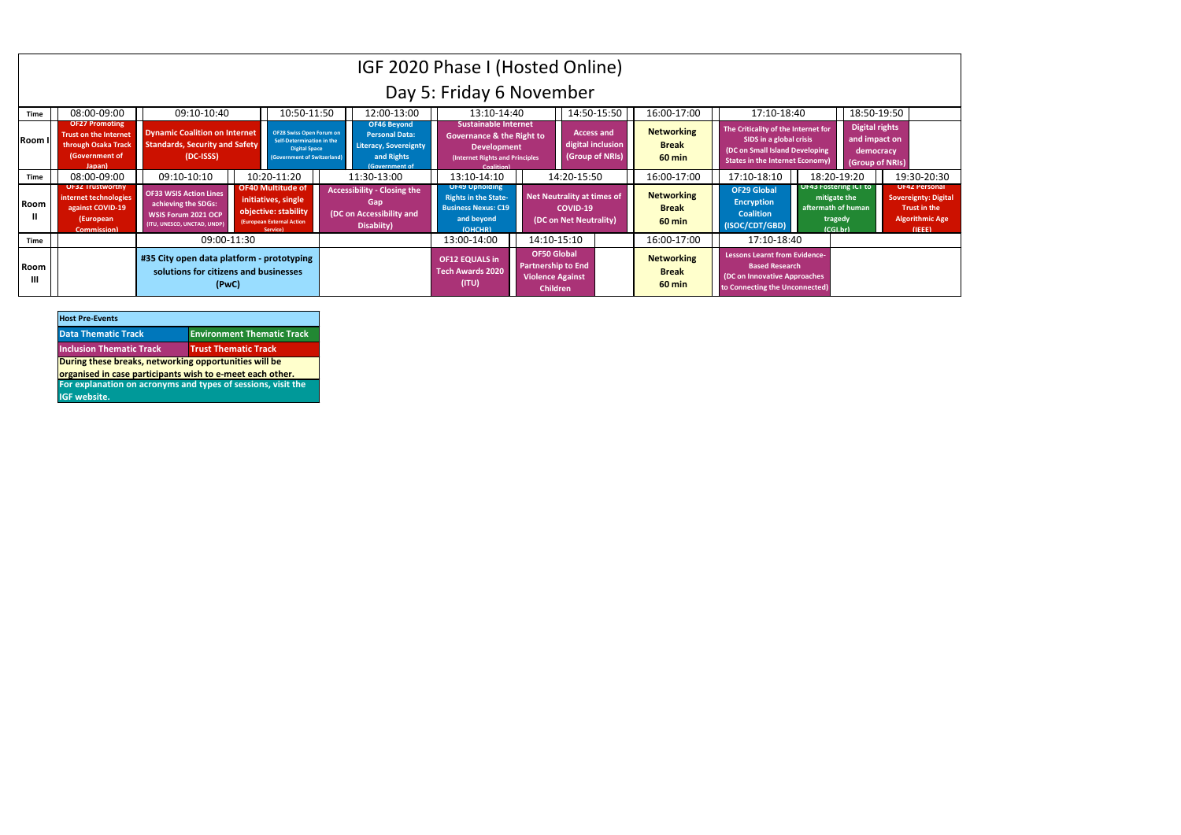# IGF 2020 Phase I (Hosted Online)

## Day 5: Friday 6 November

**Room I**

| Time | Session |
|---|---|
| 08:00-09:00 | OF27 Promoting Trust on the Internet through Osaka Track (Government of Japan) |
| 09:10-10:40 | Dynamic Coalition on Internet Standards, Security and Safety (DC-ISSS) |
| 10:50-11:50 | OF28 Swiss Open Forum on Self-Determination in the Digital Space (Government of Switzerland) |
| 12:00-13:00 | OF46 Beyond Personal Data: Literacy, Sovereignty and Rights (Government of |
| 13:10-14:40 | Sustainable Internet Governance & the Right to Development (Internet Rights and Principles Coalition) |
| 14:50-15:50 | Access and digital inclusion (Group of NRIs) |
| 16:00-17:00 | Networking Break 60 min |
| 17:10-18:40 | The Criticality of the Internet for SIDS in a global crisis (DC on Small Island Developing States in the Internet Economy) |
| 18:50-19:50 | Digital rights and impact on democracy (Group of NRIs) |

**Room II**

| Time | Session |
|---|---|
| 08:00-09:00 | OF32 Trustworthy internet technologies against COVID-19 (European Commission) |
| 09:10-10:10 | OF33 WSIS Action Lines achieving the SDGs: WSIS Forum 2021 OCP (ITU, UNESCO, UNCTAD, UNDP) |
| 10:20-11:20 | OF40 Multitude of initiatives, single objective: stability (European External Action Service) |
| 11:30-13:00 | Accessibility - Closing the Gap (DC on Accessibility and Disabiity) |
| 13:10-14:10 | OF49 Upholding Rights in the State-Business Nexus: C19 and beyond (OHCHR) |
| 14:20-15:50 | Net Neutrality at times of COVID-19 (DC on Net Neutrality) |
| 16:00-17:00 | Networking Break 60 min |
| 17:10-18:10 | OF29 Global Encryption Coalition (ISOC/CDT/GBD) |
| 18:20-19:20 | OF43 Fostering ICT to mitigate the aftermath of human tragedy (CGI.br) |
| 19:30-20:30 | OF42 Personal Sovereignty: Digital Trust in the Algorithmic Age (IEEE) |

**Room III**

| Time | Session |
|---|---|
| 09:00-11:30 | #35 City open data platform - prototyping solutions for citizens and businesses (PwC) |
| 13:00-14:00 | OF12 EQUALS in Tech Awards 2020 (ITU) |
| 14:10-15:10 | OF50 Global Partnership to End Violence Against Children |
| 16:00-17:00 | Networking Break 60 min |
| 17:10-18:40 | Lessons Learnt from Evidence-Based Research (DC on Innovative Approaches to Connecting the Unconnected) |

| Host Pre-Events | |
|---|---|
| Data Thematic Track | Environment Thematic Track |
| Inclusion Thematic Track | Trust Thematic Track |
| During these breaks, networking opportunities will be organised in case participants wish to e-meet each other. | |
| For explanation on acronyms and types of sessions, visit the IGF website. | |